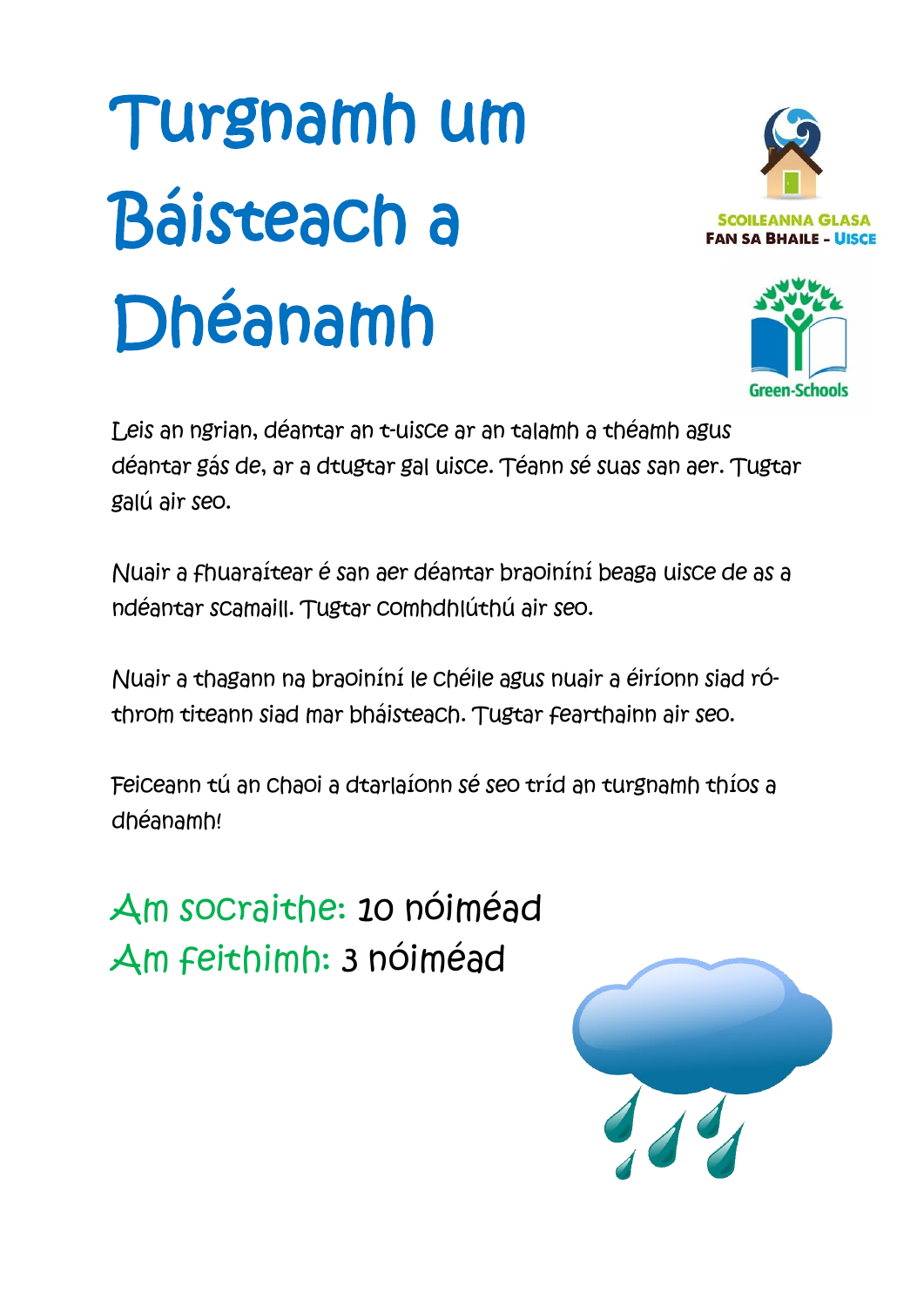# Turgnamh um Báisteach a Dhéanamh

SCOILEANNA GLASA
FAN SA BHAILE - UISCE

Green-Schools

Leis an ngrian, déantar an t-uisce ar an talamh a théamh agus déantar gás de, ar a dtugtar gal uisce. Téann sé suas san aer. Tugtar galú air seo.

Nuair a fhuaraítear é san aer déantar braoiníní beaga uisce de as a ndéantar scamaill. Tugtar comhdhlúthú air seo.

Nuair a thagann na braoiníní le chéile agus nuair a éiríonn siad ró-throm titeann siad mar bháisteach. Tugtar fearthainn air seo.

Feiceann tú an chaoi a dtarlaíonn sé seo tríd an turgnamh thíos a dhéanamh!

**Am socraithe:** 10 nóiméad
**Am feithimh:** 3 nóiméad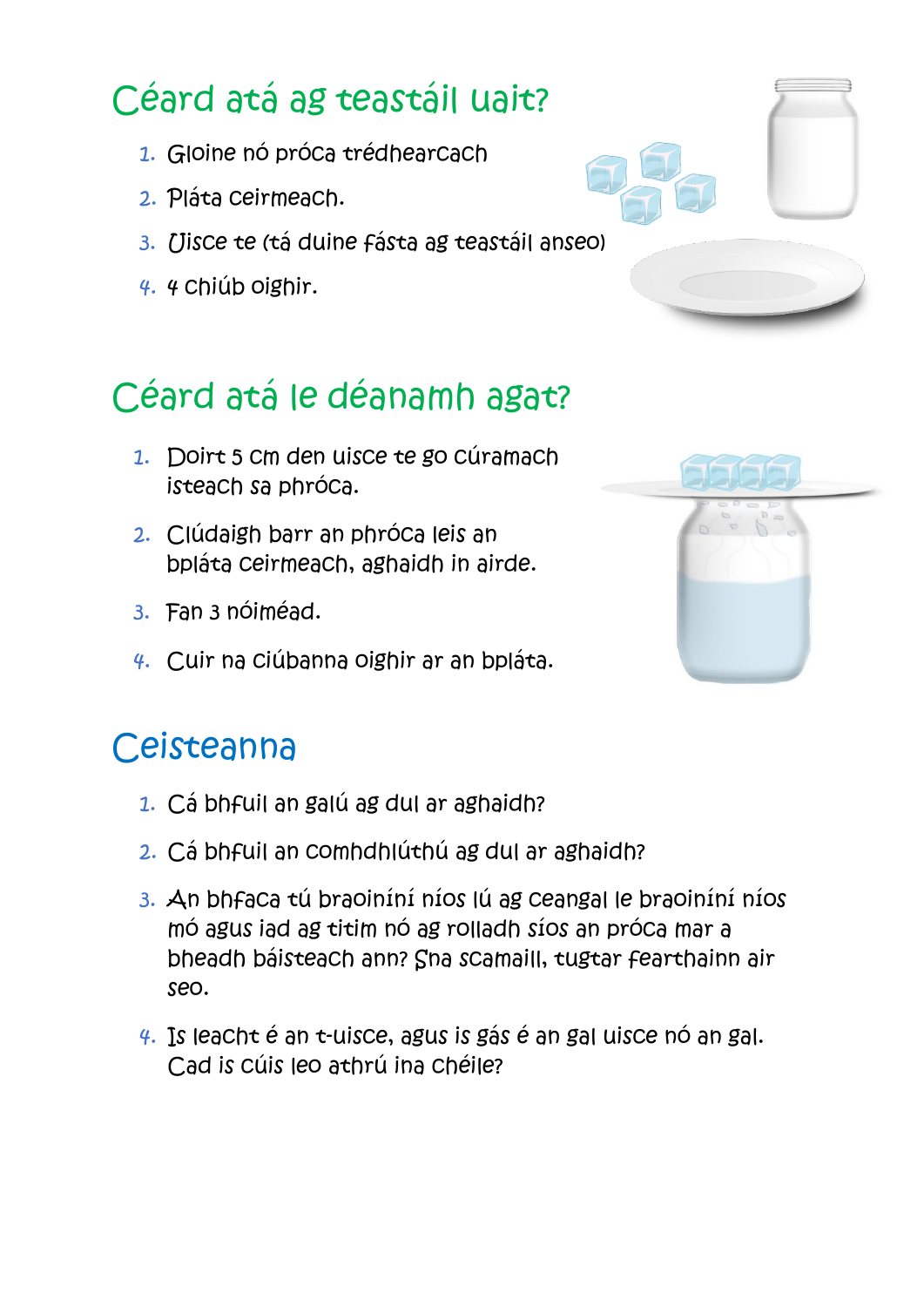## Céard atá ag teastáil uait?

1. Gloine nó próca trédhearcach
2. Pláta ceirmeach.
3. Uisce te (tá duine fásta ag teastáil anseo)
4. 4 chiúb oighir.

## Céard atá le déanamh agat?

1. Doirt 5 cm den uisce te go cúramach isteach sa phróca.
2. Clúdaigh barr an phróca leis an bpláta ceirmeach, aghaidh in airde.
3. Fan 3 nóiméad.
4. Cuir na ciúbanna oighir ar an bpláta.

## Ceisteanna

1. Cá bhfuil an galú ag dul ar aghaidh?
2. Cá bhfuil an comhdhlúthú ag dul ar aghaidh?
3. An bhfaca tú braoiníní níos lú ag ceangal le braoiníní níos mó agus iad ag titim nó ag rolladh síos an próca mar a bheadh báisteach ann? Sna scamaill, tugtar fearthainn air seo.
4. Is leacht é an t-uisce, agus is gás é an gal uisce nó an gal. Cad is cúis leo athrú ina chéile?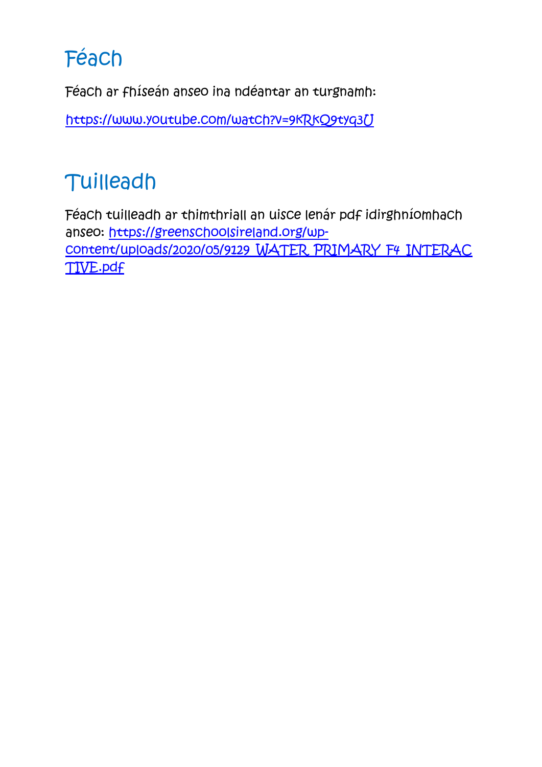## Féach

Féach ar fhíseán anseo ina ndéantar an turgnamh:

https://www.youtube.com/watch?v=9KRkQ9tyq3U

## Tuilleadh

Féach tuilleadh ar thimthriall an uisce lenár pdf idirghníomhach anseo: https://greenschoolsireland.org/wp-content/uploads/2020/05/9129_WATER_PRIMARY_F4_INTERACTIVE.pdf